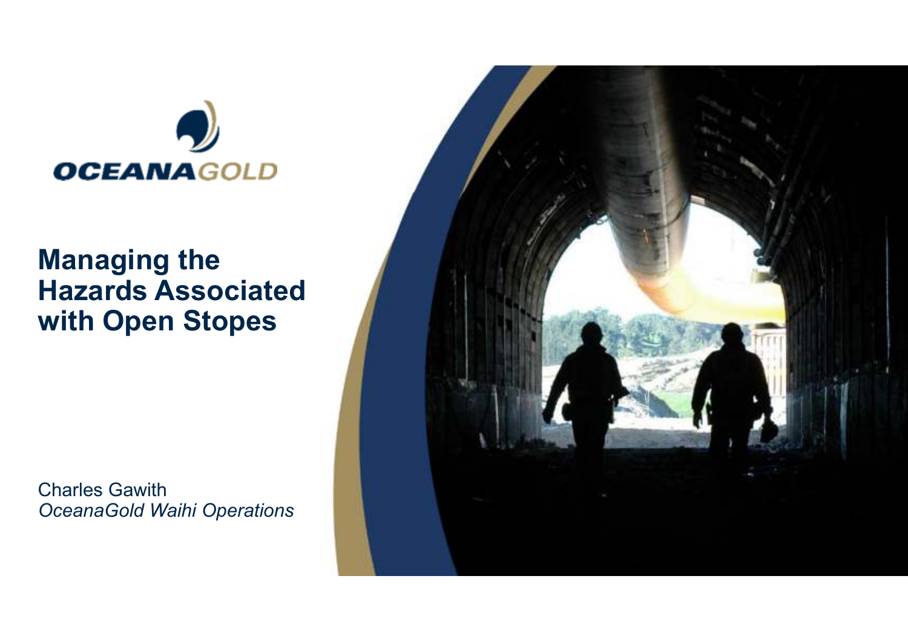OCEANAGOLD

# Managing the Hazards Associated with Open Stopes

Charles Gawith
*OceanaGold Waihi Operations*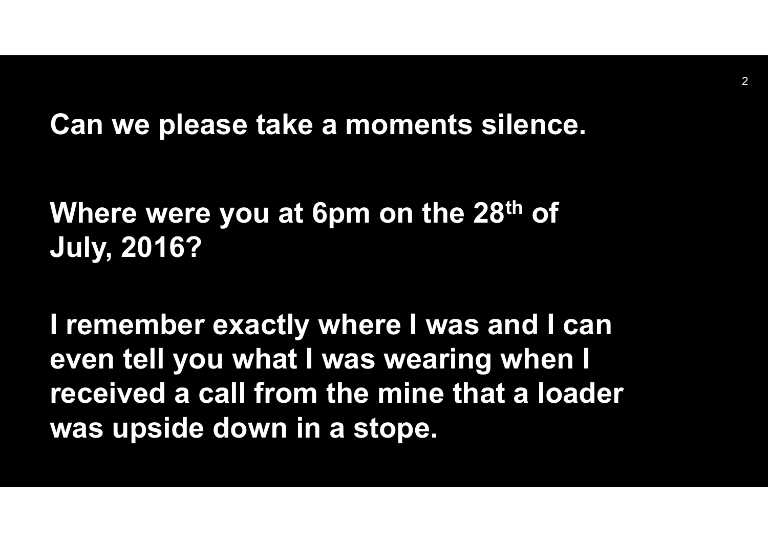**Can we please take a moments silence.**

**Where were you at 6pm on the 28th of July, 2016?**

**I remember exactly where I was and I can even tell you what I was wearing when I received a call from the mine that a loader was upside down in a stope.**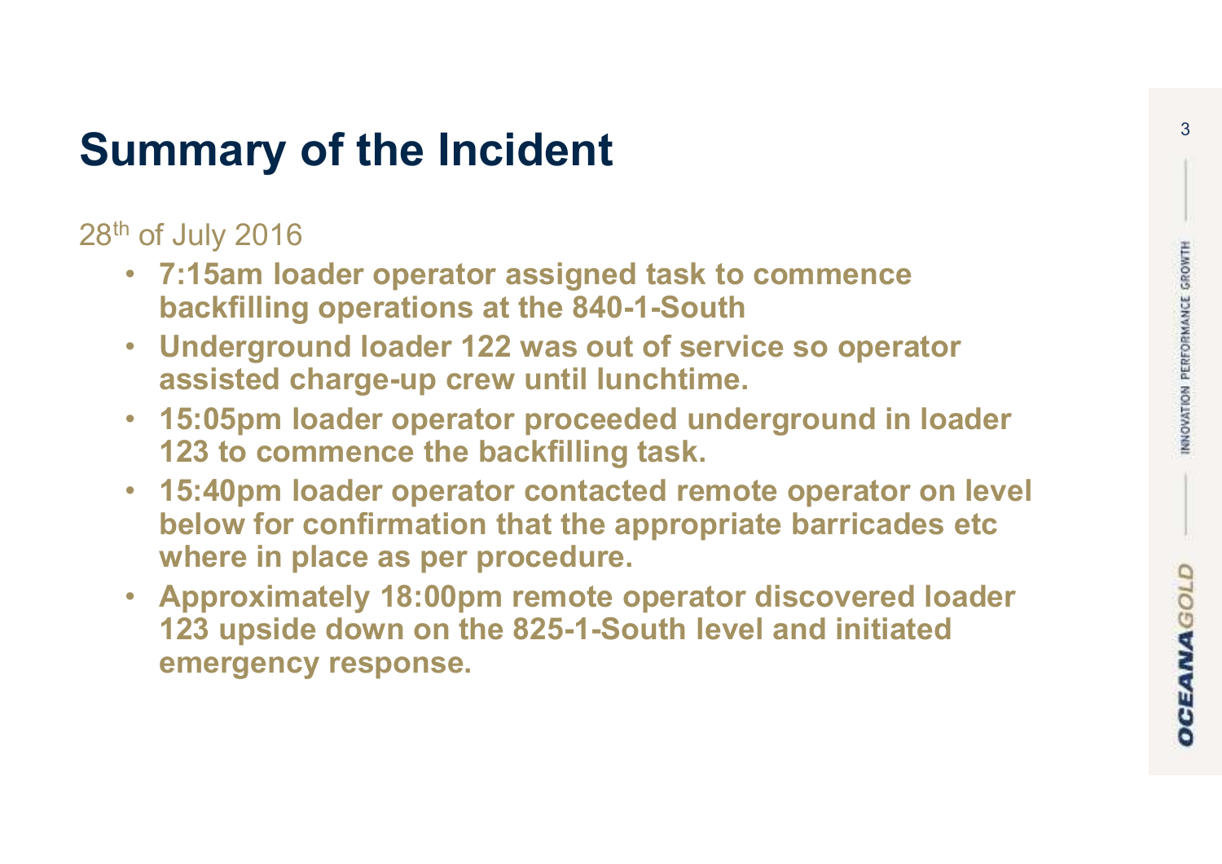# Summary of the Incident

28th of July 2016

- **7:15am loader operator assigned task to commence backfilling operations at the 840-1-South**
- **Underground loader 122 was out of service so operator assisted charge-up crew until lunchtime.**
- **15:05pm loader operator proceeded underground in loader 123 to commence the backfilling task.**
- **15:40pm loader operator contacted remote operator on level below for confirmation that the appropriate barricades etc where in place as per procedure.**
- **Approximately 18:00pm remote operator discovered loader 123 upside down on the 825-1-South level and initiated emergency response.**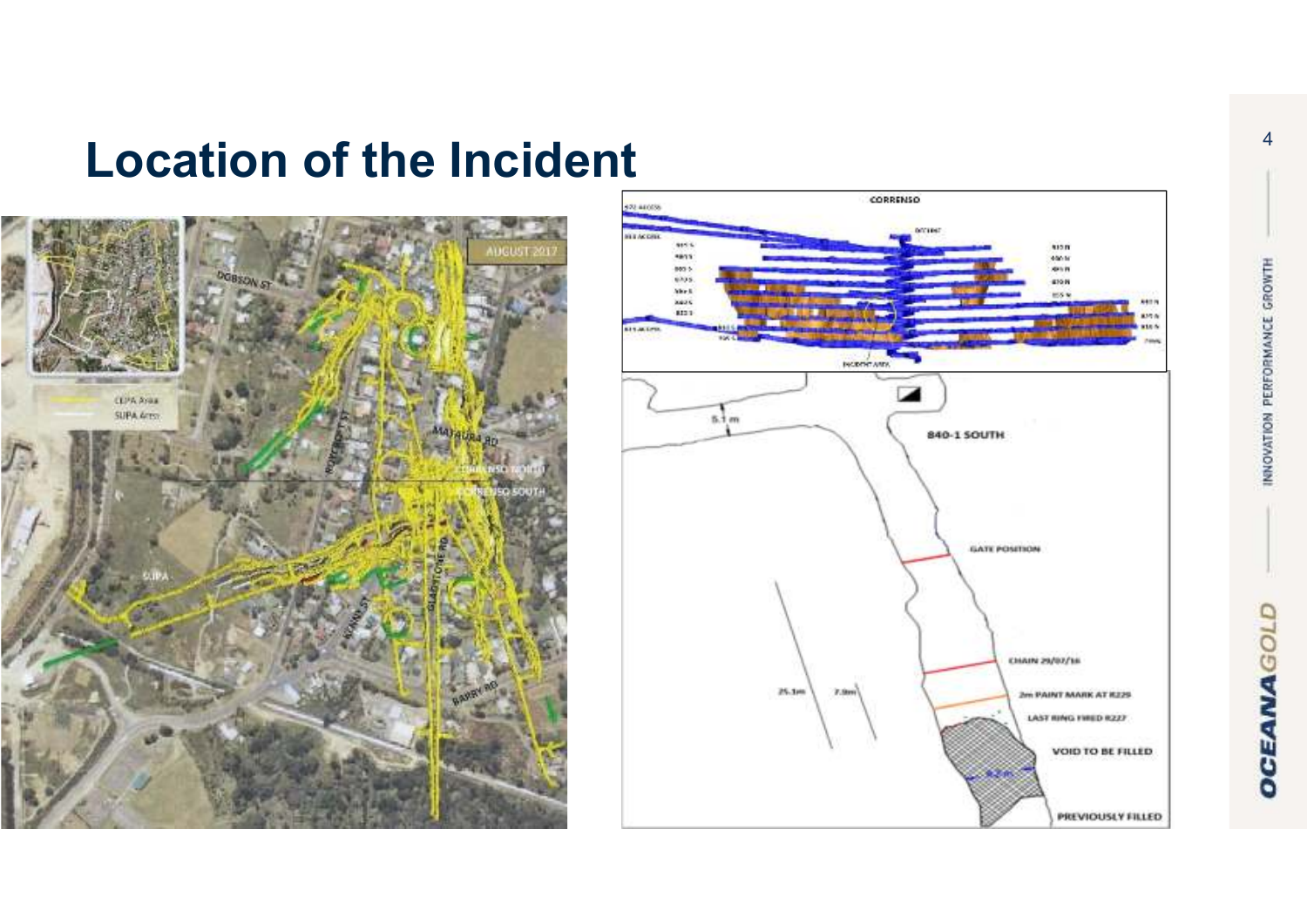# Location of the Incident

AUGUST 2017

CEPA Area

SUPA Area

DOBSON ST

MATAURA RD

CORRENSO NORTH

CORRENSO SOUTH

SUPA

GLADSTONE RD

BARRY RD

CORRENSO

INCIDENT AREA

5.1 m

840-1 SOUTH

GATE POSITION

CHAIN 29/07/16

2m PAINT MARK AT R229

LAST RING FIRED R227

VOID TO BE FILLED

PREVIOUSLY FILLED

25.1m

7.9m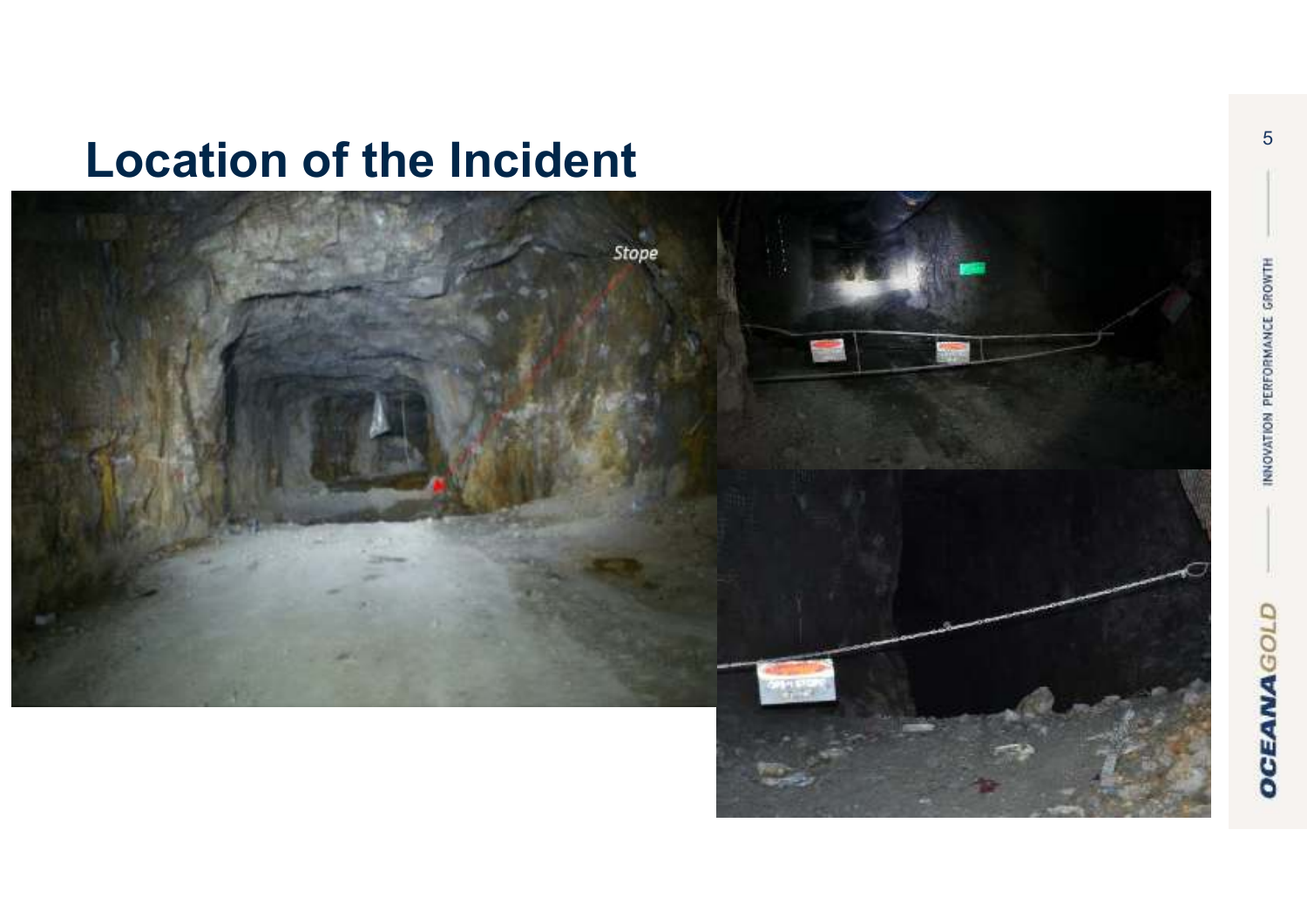# Location of the Incident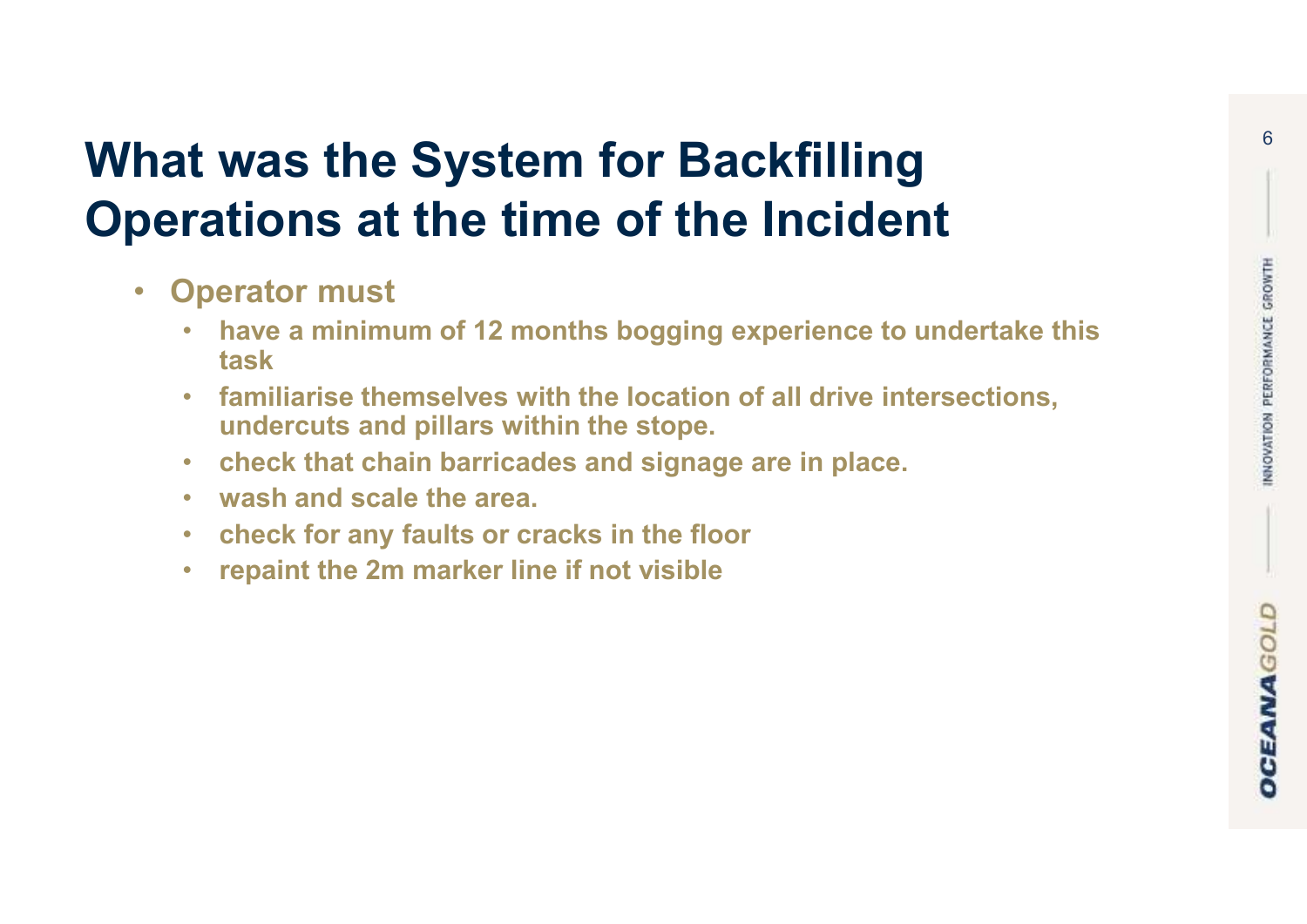# What was the System for Backfilling Operations at the time of the Incident

- **Operator must**
  - **have a minimum of 12 months bogging experience to undertake this task**
  - **familiarise themselves with the location of all drive intersections, undercuts and pillars within the stope.**
  - **check that chain barricades and signage are in place.**
  - **wash and scale the area.**
  - **check for any faults or cracks in the floor**
  - **repaint the 2m marker line if not visible**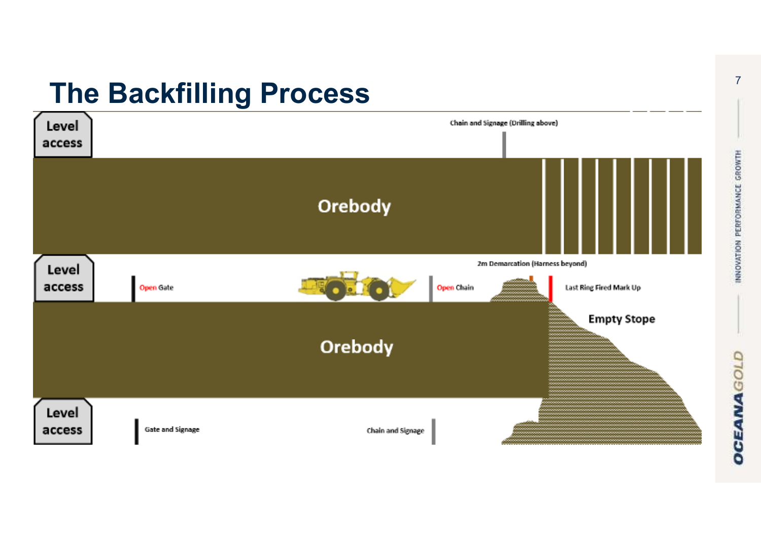# The Backfilling Process

Level access

Chain and Signage (Drilling above)

Orebody

Level access

Open Gate

Open Chain

2m Demarcation (Harness beyond)

Last Ring Fired Mark Up

Empty Stope

Orebody

Level access

Gate and Signage

Chain and Signage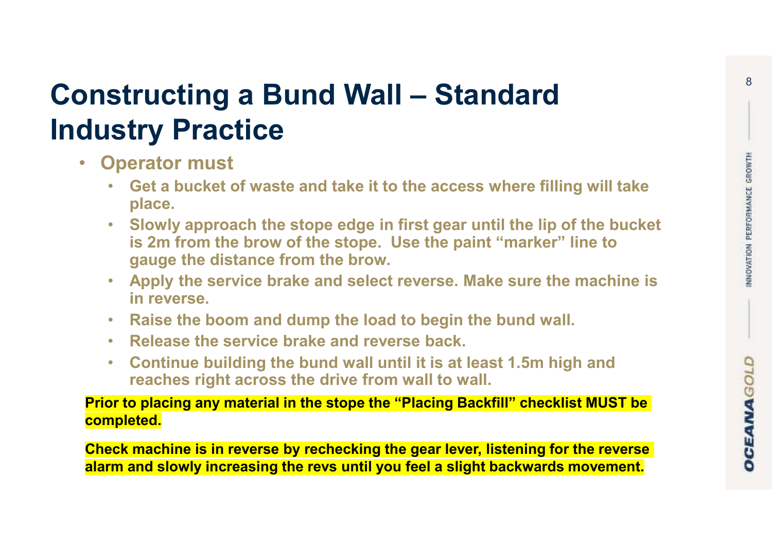# Constructing a Bund Wall – Standard Industry Practice

- **Operator must**
  - **Get a bucket of waste and take it to the access where filling will take place.**
  - **Slowly approach the stope edge in first gear until the lip of the bucket is 2m from the brow of the stope. Use the paint "marker" line to gauge the distance from the brow.**
  - **Apply the service brake and select reverse. Make sure the machine is in reverse.**
  - **Raise the boom and dump the load to begin the bund wall.**
  - **Release the service brake and reverse back.**
  - **Continue building the bund wall until it is at least 1.5m high and reaches right across the drive from wall to wall.**

**Prior to placing any material in the stope the "Placing Backfill" checklist MUST be completed.**

**Check machine is in reverse by rechecking the gear lever, listening for the reverse alarm and slowly increasing the revs until you feel a slight backwards movement.**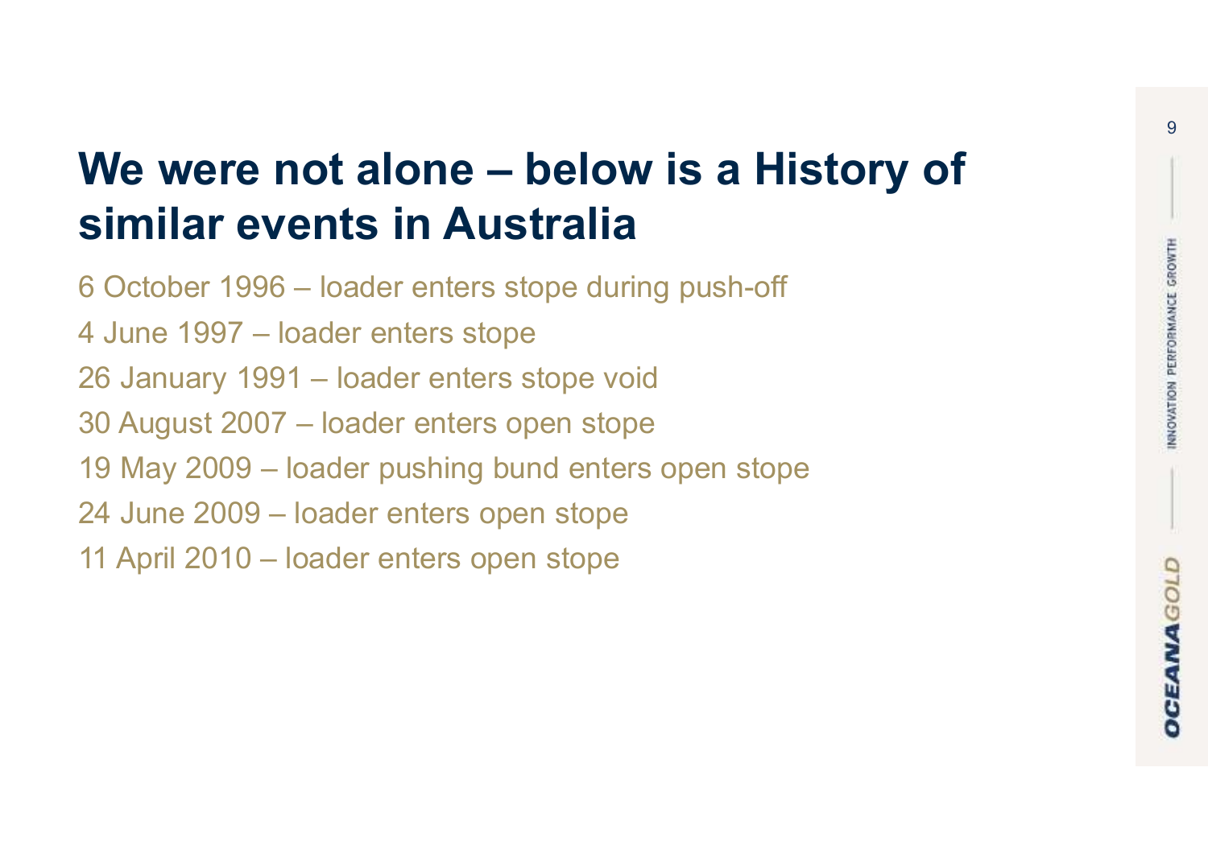# We were not alone – below is a History of similar events in Australia

6 October 1996 – loader enters stope during push-off

4 June 1997 – loader enters stope

26 January 1991 – loader enters stope void

30 August 2007 – loader enters open stope

19 May 2009 – loader pushing bund enters open stope

24 June 2009 – loader enters open stope

11 April 2010 – loader enters open stope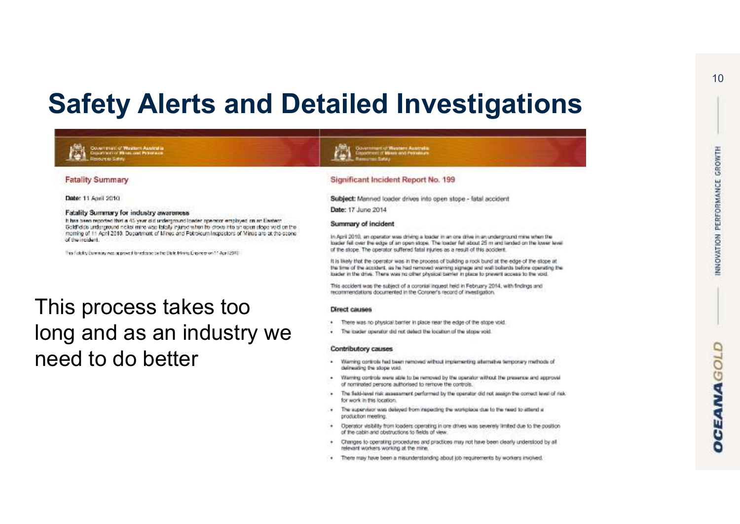# Safety Alerts and Detailed Investigations

Government of Western Australia
Department of Mines and Petroleum
Resources Safety

## Fatality Summary

**Date:** 11 April 2010

**Fatality Summary for industry awareness**

It has been reported that a 45 year old underground loader operator employed on an Eastern Goldfields underground nickel mine was fatally injured when he drove into an open stope void on the morning of 11 April 2010. Department of Mines and Petroleum Inspectors of Mines are at the scene of the incident.

This Fatality Summary was approved for release by the State Mining Engineer on 11 April 2010

This process takes too long and as an industry we need to do better

Government of Western Australia
Department of Mines and Petroleum
Resources Safety

## Significant Incident Report No. 199

**Subject:** Manned loader drives into open stope - fatal accident

**Date:** 17 June 2014

### Summary of incident

In April 2010, an operator was driving a loader in an ore drive in an underground mine when the loader fell over the edge of an open stope. The loader fell about 25 m and landed on the lower level of the stope. The operator suffered fatal injuries as a result of this accident.

It is likely that the operator was in the process of building a rock bund at the edge of the stope at the time of the accident, as he had removed warning signage and wall bollards before operating the loader in the drive. There was no other physical barrier in place to prevent access to the void.

This accident was the subject of a coronial inquest held in February 2014, with findings and recommendations documented in the Coroner's record of investigation.

### Direct causes

- There was no physical barrier in place near the edge of the stope void.
- The loader operator did not detect the location of the stope void.

### Contributory causes

- Warning controls had been removed without implementing alternative temporary methods of delineating the stope void.
- Warning controls were able to be removed by the operator without the presence and approval of nominated persons authorised to remove the controls.
- The field-level risk assessment performed by the operator did not assign the correct level of risk for work in this location.
- The supervisor was delayed from inspecting the workplace due to the need to attend a production meeting.
- Operator visibility from loaders operating in ore drives was severely limited due to the position of the cabin and obstructions to fields of view.
- Changes to operating procedures and practices may not have been clearly understood by all relevant workers working at the mine.
- There may have been a misunderstanding about job requirements by workers involved.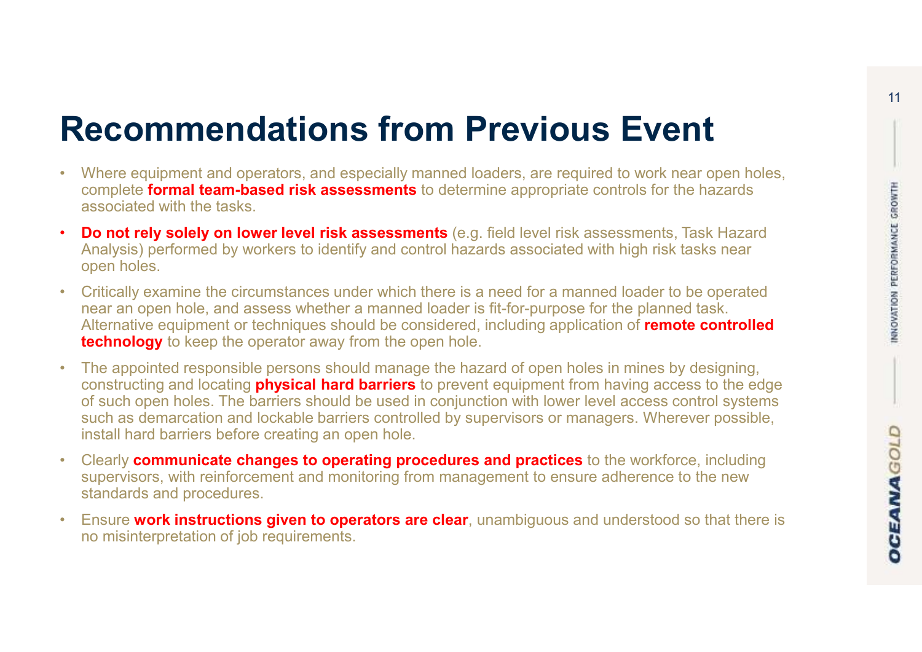# Recommendations from Previous Event

- Where equipment and operators, and especially manned loaders, are required to work near open holes, complete **formal team-based risk assessments** to determine appropriate controls for the hazards associated with the tasks.
- **Do not rely solely on lower level risk assessments** (e.g. field level risk assessments, Task Hazard Analysis) performed by workers to identify and control hazards associated with high risk tasks near open holes.
- Critically examine the circumstances under which there is a need for a manned loader to be operated near an open hole, and assess whether a manned loader is fit-for-purpose for the planned task. Alternative equipment or techniques should be considered, including application of **remote controlled technology** to keep the operator away from the open hole.
- The appointed responsible persons should manage the hazard of open holes in mines by designing, constructing and locating **physical hard barriers** to prevent equipment from having access to the edge of such open holes. The barriers should be used in conjunction with lower level access control systems such as demarcation and lockable barriers controlled by supervisors or managers. Wherever possible, install hard barriers before creating an open hole.
- Clearly **communicate changes to operating procedures and practices** to the workforce, including supervisors, with reinforcement and monitoring from management to ensure adherence to the new standards and procedures.
- Ensure **work instructions given to operators are clear**, unambiguous and understood so that there is no misinterpretation of job requirements.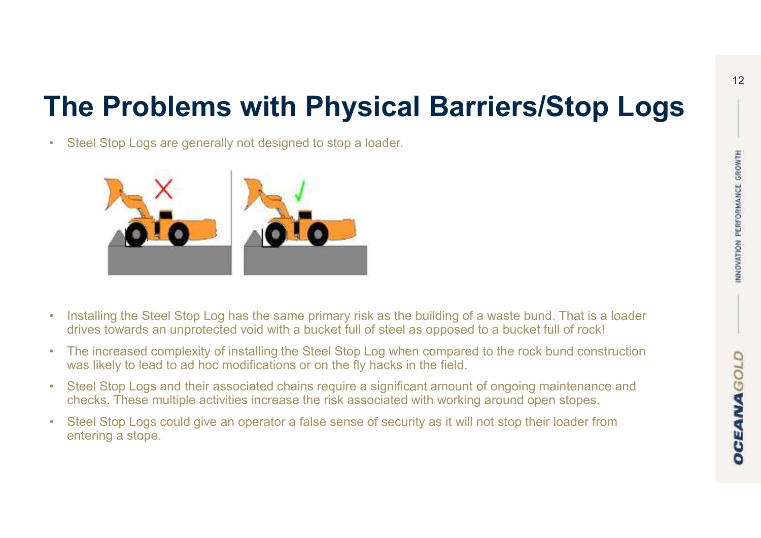# The Problems with Physical Barriers/Stop Logs

- Steel Stop Logs are generally not designed to stop a loader.

- Installing the Steel Stop Log has the same primary risk as the building of a waste bund. That is a loader drives towards an unprotected void with a bucket full of steel as opposed to a bucket full of rock!
- The increased complexity of installing the Steel Stop Log when compared to the rock bund construction was likely to lead to ad hoc modifications or on the fly hacks in the field.
- Steel Stop Logs and their associated chains require a significant amount of ongoing maintenance and checks. These multiple activities increase the risk associated with working around open stopes.
- Steel Stop Logs could give an operator a false sense of security as it will not stop their loader from entering a stope.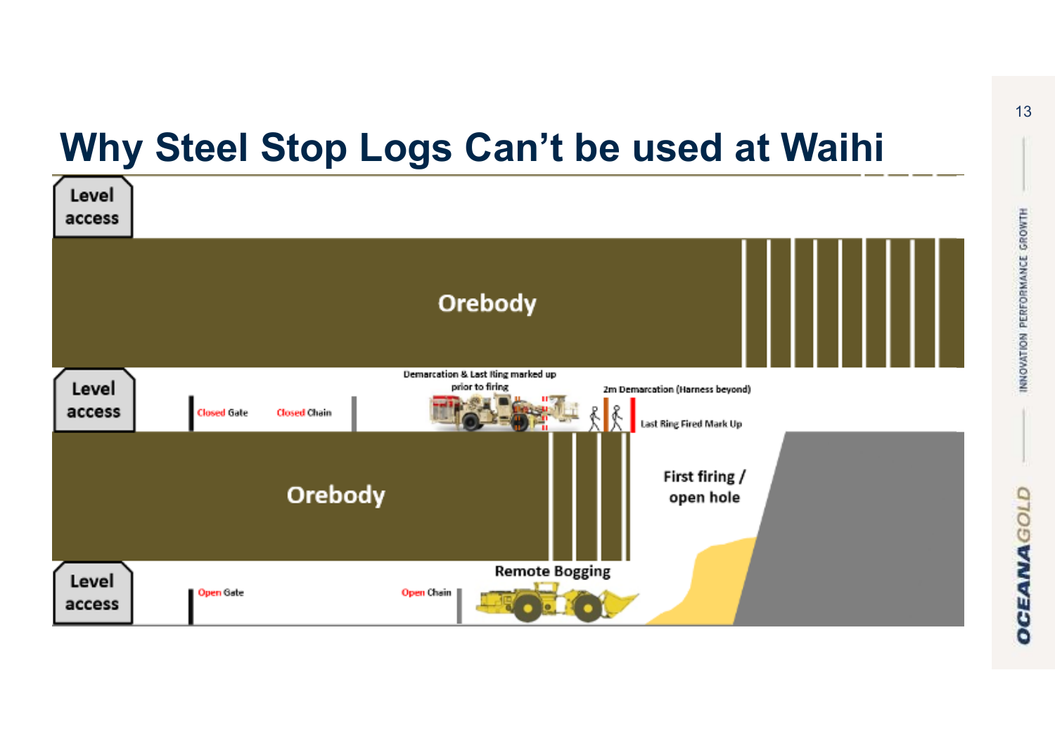# Why Steel Stop Logs Can't be used at Waihi

Level access

Orebody

Level access

Closed Gate

Closed Chain

Demarcation & Last Ring marked up prior to firing

2m Demarcation (Harness beyond)

Last Ring Fired Mark Up

Orebody

First firing / open hole

Level access

Open Gate

Open Chain

Remote Bogging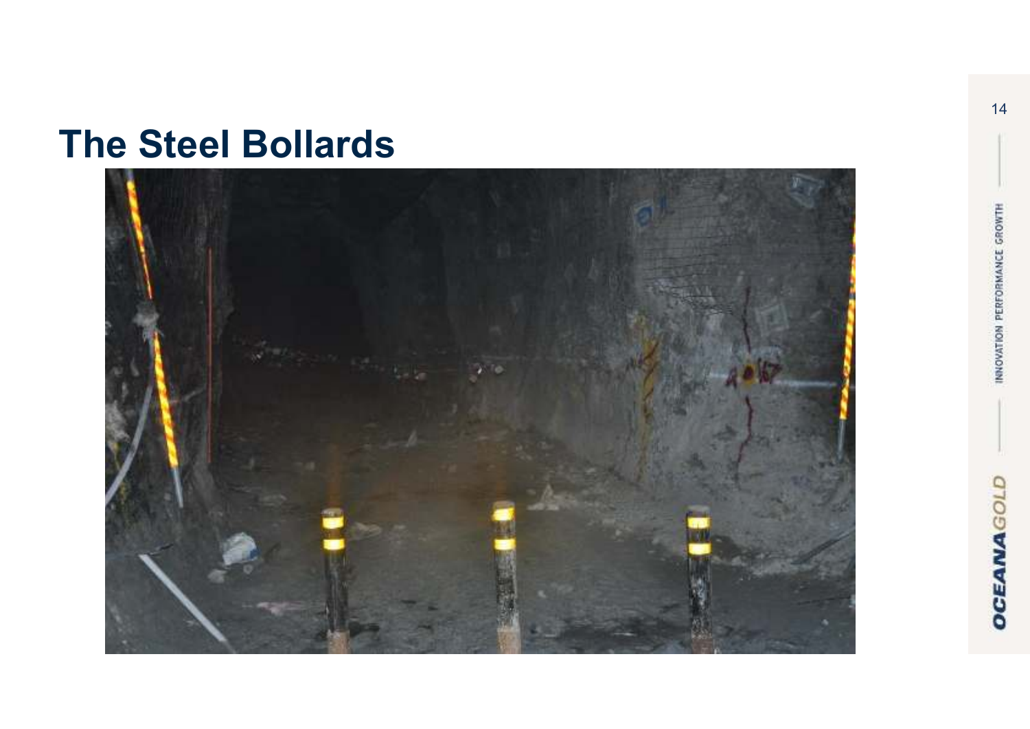# The Steel Bollards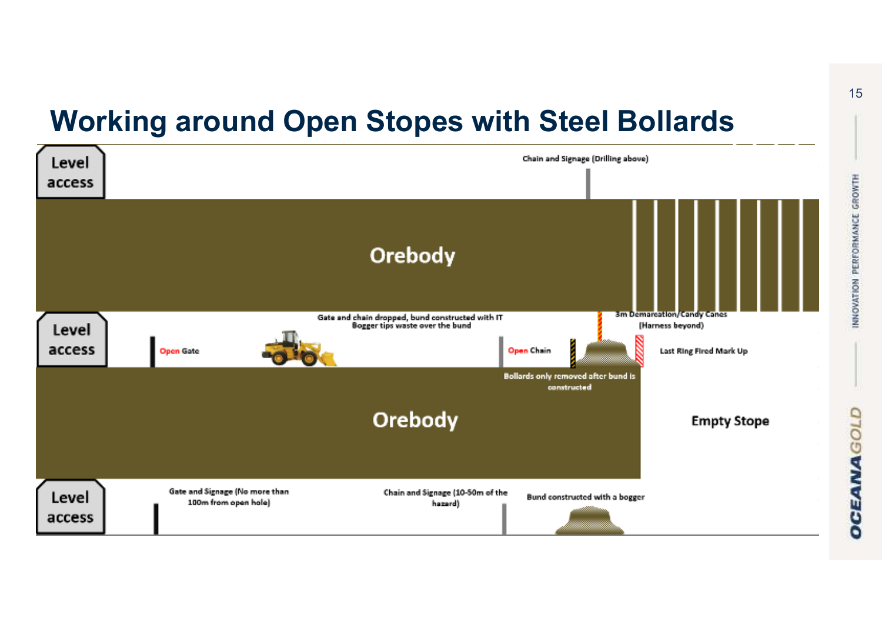# Working around Open Stopes with Steel Bollards

Level access

Chain and Signage (Drilling above)

Orebody

Level access

Open Gate

Gate and chain dropped, bund constructed with IT Bogger tips waste over the bund

Open Chain

3m Demarcation/Candy Canes (Harness beyond)

Last Ring Fired Mark Up

Bollards only removed after bund is constructed

Orebody

Empty Stope

Level access

Gate and Signage (No more than 100m from open hole)

Chain and Signage (10-50m of the hazard)

Bund constructed with a bogger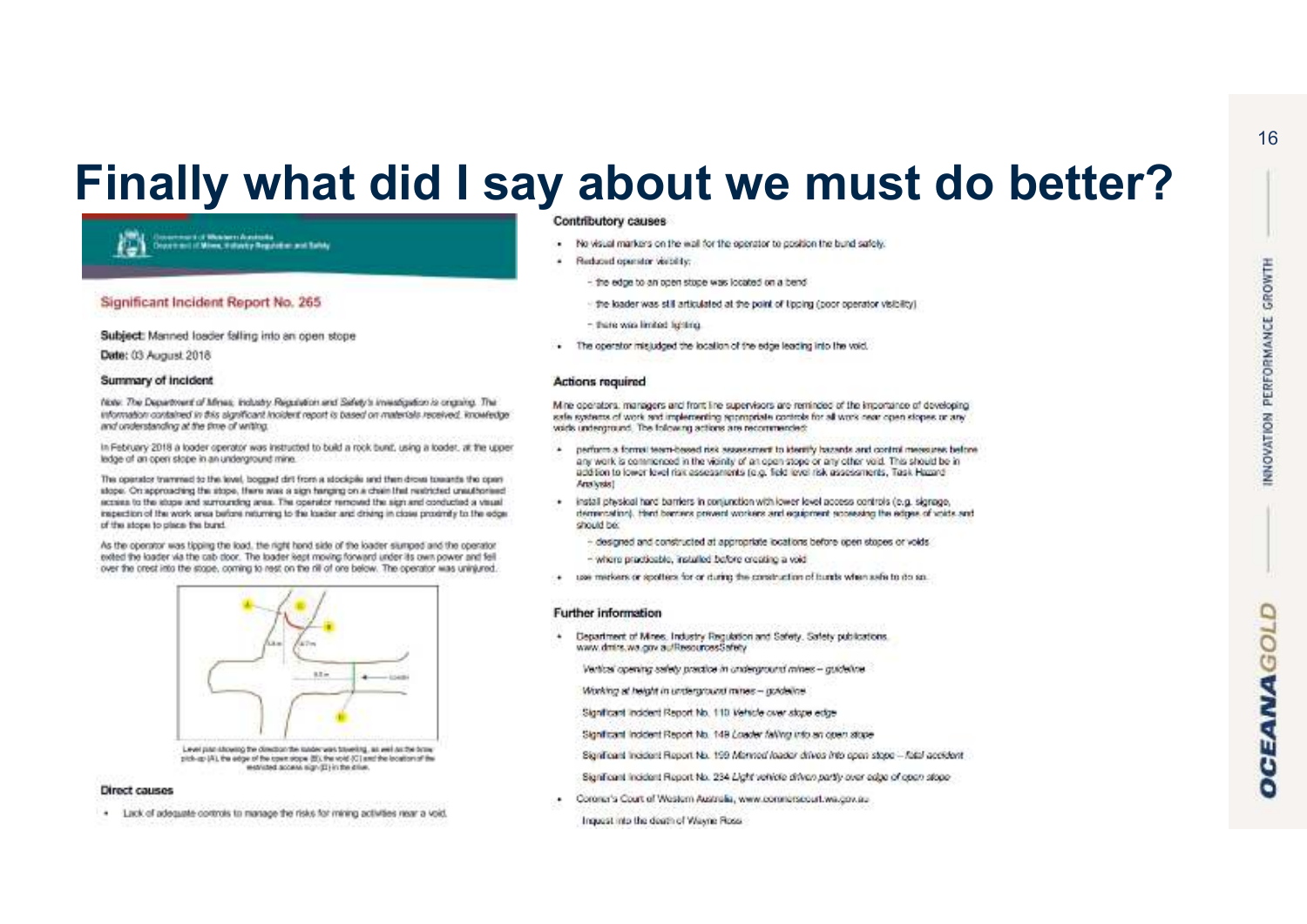# Finally what did I say about we must do better?

Government of Western Australia
Department of Mines, Industry Regulation and Safety

## Significant Incident Report No. 265

**Subject:** Manned loader falling into an open stope

**Date:** 03 August 2018

### Summary of incident

*Note: The Department of Mines, Industry Regulation and Safety's investigation is ongoing. The information contained in this significant incident report is based on materials received, knowledge and understanding at the time of writing.*

In February 2018 a loader operator was instructed to build a rock bund, using a loader, at the upper ledge of an open stope in an underground mine.

The operator trammed to the level, bogged dirt from a stockpile and then drove towards the open stope. On approaching the stope, there was a sign hanging on a chain that restricted unauthorised access to the stope and surrounding area. The operator removed the sign and conducted a visual inspection of the work area before returning to the loader and driving in close proximity to the edge of the stope to place the bund.

As the operator was tipping the load, the right hand side of the loader slumped and the operator exited the loader via the cab door. The loader kept moving forward under its own power and fell over the crest into the stope, coming to rest on the fill of ore below. The operator was uninjured.

Level plan showing the direction the loader was traveling, as well as the brow pick-up (A), the edge of the open stope (B), the void (C) and the location of the restricted access sign (D) in the drive.

### Direct causes

- Lack of adequate controls to manage the risks for mining activities near a void.

### Contributory causes

- No visual markers on the wall for the operator to position the bund safely.
- Reduced operator visibility:
  - the edge to an open stope was located on a bend
  - the loader was still articulated at the point of tipping (poor operator visibility)
  - there was limited lighting.
- The operator misjudged the location of the edge leading into the void.

### Actions required

Mine operators, managers and front line supervisors are reminded of the importance of developing safe systems of work and implementing appropriate controls for all work near open stopes or any voids underground. The following actions are recommended:

- perform a formal team-based risk assessment to identify hazards and control measures before any work is commenced in the vicinity of an open stope or any other void. This should be in addition to lower level risk assessments (e.g. field level risk assessments, Task Hazard Analysis)
- install physical hard barriers in conjunction with lower level access controls (e.g. signage, demarcation). Hard barriers prevent workers and equipment accessing the edges of voids and should be:
  - designed and constructed at appropriate locations before open stopes or voids
  - where practicable, installed before creating a void
- use markers or spotters for or during the construction of bunds when safe to do so.

### Further information

- Department of Mines, Industry Regulation and Safety. Safety publications. www.dmirs.wa.gov.au/ResourcesSafety

  *Vertical opening safety practice in underground mines – guideline*

  *Working at height in underground mines – guideline*

  Significant Incident Report No. 110 *Vehicle over stope edge*

  Significant Incident Report No. 148 *Loader falling into an open stope*

  Significant Incident Report No. 199 *Manned loader drives into open stope – fatal accident*

  Significant Incident Report No. 234 *Light vehicle driven partly over edge of open stope*

- Coroner's Court of Western Australia, www.coronerscourt.wa.gov.au

  Inquest into the death of Wayne Ross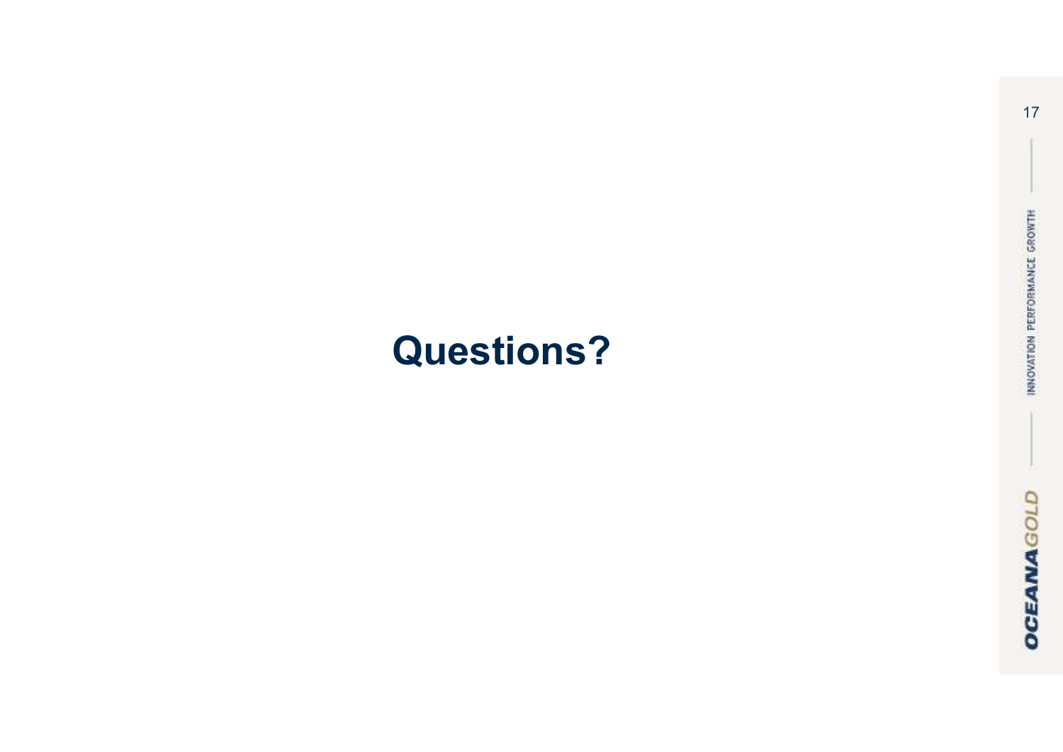# Questions?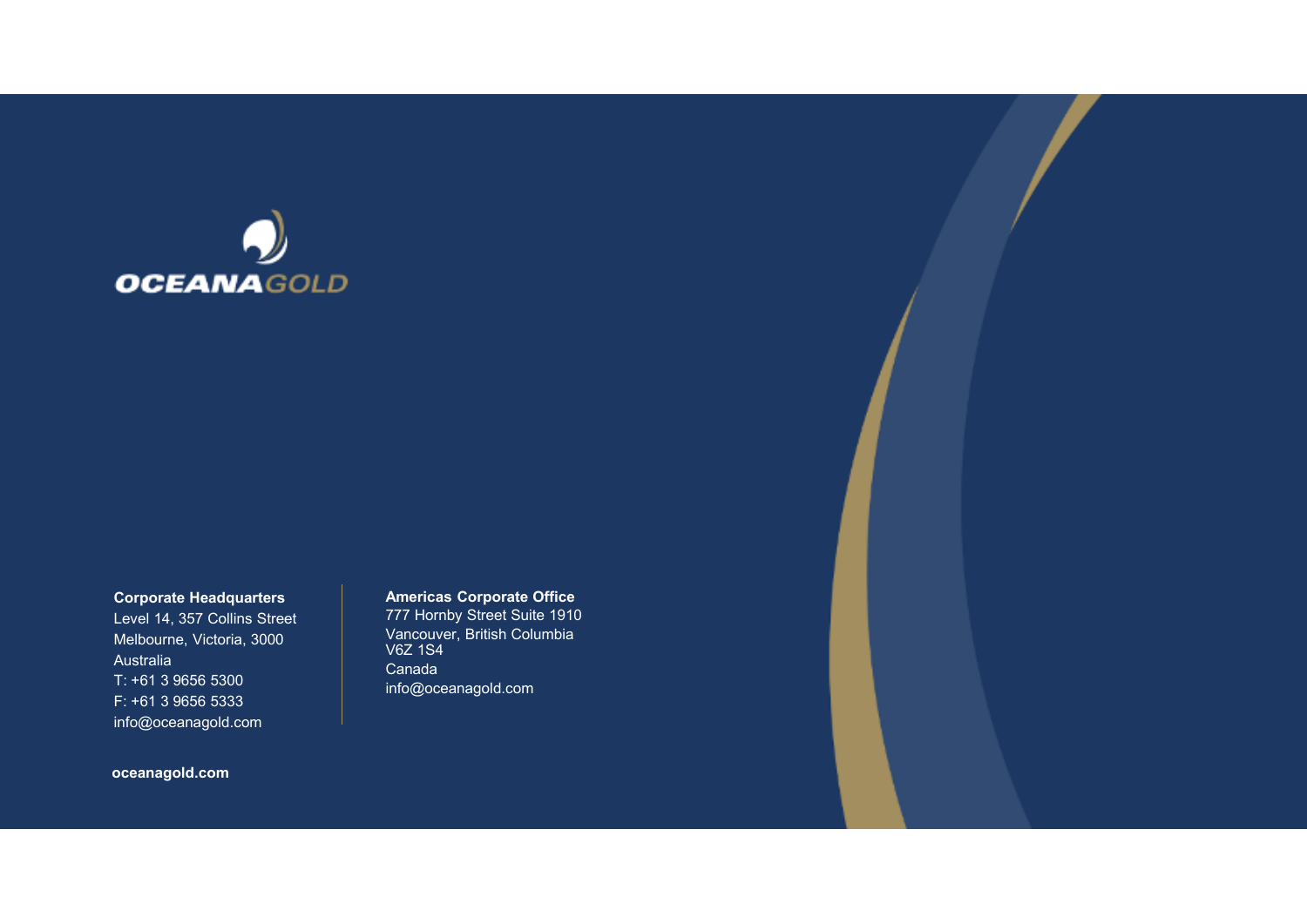OCEANAGOLD

**Corporate Headquarters**
Level 14, 357 Collins Street
Melbourne, Victoria, 3000
Australia
T: +61 3 9656 5300
F: +61 3 9656 5333
info@oceanagold.com

**Americas Corporate Office**
777 Hornby Street Suite 1910
Vancouver, British Columbia
V6Z 1S4
Canada
info@oceanagold.com

**oceanagold.com**